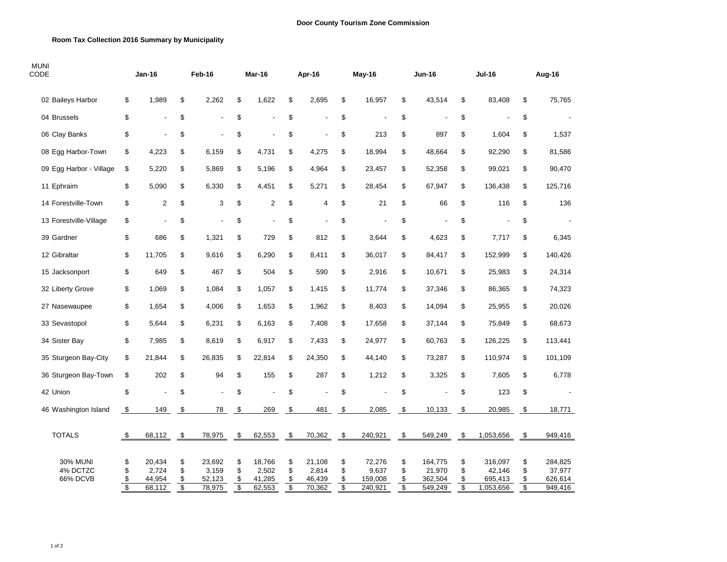**Door County Tourism Zone Commission**

**Room Tax Collection 2016 Summary by Municipality**

| MUNI CODE | Jan-16 | Feb-16 | Mar-16 | Apr-16 | May-16 | Jun-16 | Jul-16 | Aug-16 |
|---|---|---|---|---|---|---|---|---|
| 02 Baileys Harbor | $ 1,989 | $ 2,262 | $ 1,622 | $ 2,695 | $ 16,957 | $ 43,514 | $ 83,408 | $ 75,765 |
| 04 Brussels | $ - | $ - | $ - | $ - | $ - | $ - | $ - | $ - |
| 06 Clay Banks | $ - | $ - | $ - | $ - | $ 213 | $ 897 | $ 1,604 | $ 1,537 |
| 08 Egg Harbor-Town | $ 4,223 | $ 6,159 | $ 4,731 | $ 4,275 | $ 18,994 | $ 48,664 | $ 92,290 | $ 81,586 |
| 09 Egg Harbor - Village | $ 5,220 | $ 5,869 | $ 5,196 | $ 4,964 | $ 23,457 | $ 52,358 | $ 99,021 | $ 90,470 |
| 11 Ephraim | $ 5,090 | $ 6,330 | $ 4,451 | $ 5,271 | $ 28,454 | $ 67,947 | $ 136,438 | $ 125,716 |
| 14 Forestville-Town | $ 2 | $ 3 | $ 2 | $ 4 | $ 21 | $ 66 | $ 116 | $ 136 |
| 13 Forestville-Village | $ - | $ - | $ - | $ - | $ - | $ - | $ - | $ - |
| 39 Gardner | $ 686 | $ 1,321 | $ 729 | $ 812 | $ 3,644 | $ 4,623 | $ 7,717 | $ 6,345 |
| 12 Gibraltar | $ 11,705 | $ 9,616 | $ 6,290 | $ 8,411 | $ 36,017 | $ 84,417 | $ 152,999 | $ 140,426 |
| 15 Jacksonport | $ 649 | $ 467 | $ 504 | $ 590 | $ 2,916 | $ 10,671 | $ 25,983 | $ 24,314 |
| 32 Liberty Grove | $ 1,069 | $ 1,084 | $ 1,057 | $ 1,415 | $ 11,774 | $ 37,346 | $ 86,365 | $ 74,323 |
| 27 Nasewaupee | $ 1,654 | $ 4,006 | $ 1,653 | $ 1,962 | $ 8,403 | $ 14,094 | $ 25,955 | $ 20,026 |
| 33 Sevastopol | $ 5,644 | $ 6,231 | $ 6,163 | $ 7,408 | $ 17,658 | $ 37,144 | $ 75,849 | $ 68,673 |
| 34 Sister Bay | $ 7,985 | $ 8,619 | $ 6,917 | $ 7,433 | $ 24,977 | $ 60,763 | $ 126,225 | $ 113,441 |
| 35 Sturgeon Bay-City | $ 21,844 | $ 26,835 | $ 22,814 | $ 24,350 | $ 44,140 | $ 73,287 | $ 110,974 | $ 101,109 |
| 36 Sturgeon Bay-Town | $ 202 | $ 94 | $ 155 | $ 287 | $ 1,212 | $ 3,325 | $ 7,605 | $ 6,778 |
| 42 Union | $ - | $ - | $ - | $ - | $ - | $ - | $ 123 | $ - |
| 46 Washington Island | $ 149 | $ 78 | $ 269 | $ 481 | $ 2,085 | $ 10,133 | $ 20,985 | $ 18,771 |
| TOTALS | $ 68,112 | $ 78,975 | $ 62,553 | $ 70,362 | $ 240,921 | $ 549,249 | $ 1,053,656 | $ 949,416 |
| 30% MUNI | $ 20,434 | $ 23,692 | $ 18,766 | $ 21,108 | $ 72,276 | $ 164,775 | $ 316,097 | $ 284,825 |
| 4% DCTZC | $ 2,724 | $ 3,159 | $ 2,502 | $ 2,814 | $ 9,637 | $ 21,970 | $ 42,146 | $ 37,977 |
| 66% DCVB | $ 44,954 | $ 52,123 | $ 41,285 | $ 46,439 | $ 159,008 | $ 362,504 | $ 695,413 | $ 626,614 |
| | $ 68,112 | $ 78,975 | $ 62,553 | $ 70,362 | $ 240,921 | $ 549,249 | $ 1,053,656 | $ 949,416 |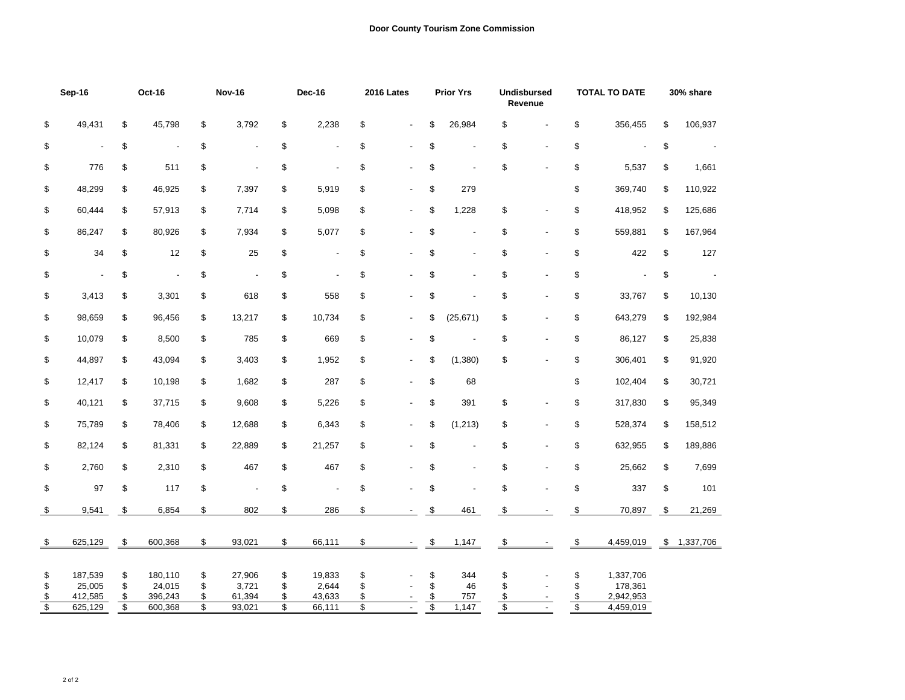**Door County Tourism Zone Commission**

| Sep-16 | Oct-16 | Nov-16 | Dec-16 | 2016 Lates | Prior Yrs | Undisbursed Revenue | TOTAL TO DATE | 30% share |
|---|---|---|---|---|---|---|---|---|
| $ 49,431 | $ 45,798 | $ 3,792 | $ 2,238 | $ - | $ 26,984 | $ - | $ 356,455 | $ 106,937 |
| $ - | $ - | $ - | $ - | $ - | $ - | $ - | $ - | $ - |
| $ 776 | $ 511 | $ - | $ - | $ - | $ - | $ - | $ 5,537 | $ 1,661 |
| $ 48,299 | $ 46,925 | $ 7,397 | $ 5,919 | $ - | $ 279 | | $ 369,740 | $ 110,922 |
| $ 60,444 | $ 57,913 | $ 7,714 | $ 5,098 | $ - | $ 1,228 | $ - | $ 418,952 | $ 125,686 |
| $ 86,247 | $ 80,926 | $ 7,934 | $ 5,077 | $ - | $ - | $ - | $ 559,881 | $ 167,964 |
| $ 34 | $ 12 | $ 25 | $ - | $ - | $ - | $ - | $ 422 | $ 127 |
| $ - | $ - | $ - | $ - | $ - | $ - | $ - | $ - | $ - |
| $ 3,413 | $ 3,301 | $ 618 | $ 558 | $ - | $ - | $ - | $ 33,767 | $ 10,130 |
| $ 98,659 | $ 96,456 | $ 13,217 | $ 10,734 | $ - | $ (25,671) | $ - | $ 643,279 | $ 192,984 |
| $ 10,079 | $ 8,500 | $ 785 | $ 669 | $ - | $ - | $ - | $ 86,127 | $ 25,838 |
| $ 44,897 | $ 43,094 | $ 3,403 | $ 1,952 | $ - | $ (1,380) | $ - | $ 306,401 | $ 91,920 |
| $ 12,417 | $ 10,198 | $ 1,682 | $ 287 | $ - | $ 68 | | $ 102,404 | $ 30,721 |
| $ 40,121 | $ 37,715 | $ 9,608 | $ 5,226 | $ - | $ 391 | $ - | $ 317,830 | $ 95,349 |
| $ 75,789 | $ 78,406 | $ 12,688 | $ 6,343 | $ - | $ (1,213) | $ - | $ 528,374 | $ 158,512 |
| $ 82,124 | $ 81,331 | $ 22,889 | $ 21,257 | $ - | $ - | $ - | $ 632,955 | $ 189,886 |
| $ 2,760 | $ 2,310 | $ 467 | $ 467 | $ - | $ - | $ - | $ 25,662 | $ 7,699 |
| $ 97 | $ 117 | $ - | $ - | $ - | $ - | $ - | $ 337 | $ 101 |
| $ 9,541 | $ 6,854 | $ 802 | $ 286 | $ - | $ 461 | $ - | $ 70,897 | $ 21,269 |
| $ 625,129 | $ 600,368 | $ 93,021 | $ 66,111 | $ - | $ 1,147 | $ - | $ 4,459,019 | $ 1,337,706 |
| $ 187,539 | $ 180,110 | $ 27,906 | $ 19,833 | $ - | $ 344 | $ - | $ 1,337,706 | |
| $ 25,005 | $ 24,015 | $ 3,721 | $ 2,644 | $ - | $ 46 | $ - | $ 178,361 | |
| $ 412,585 | $ 396,243 | $ 61,394 | $ 43,633 | $ - | $ 757 | $ - | $ 2,942,953 | |
| $ 625,129 | $ 600,368 | $ 93,021 | $ 66,111 | $ - | $ 1,147 | $ - | $ 4,459,019 | |